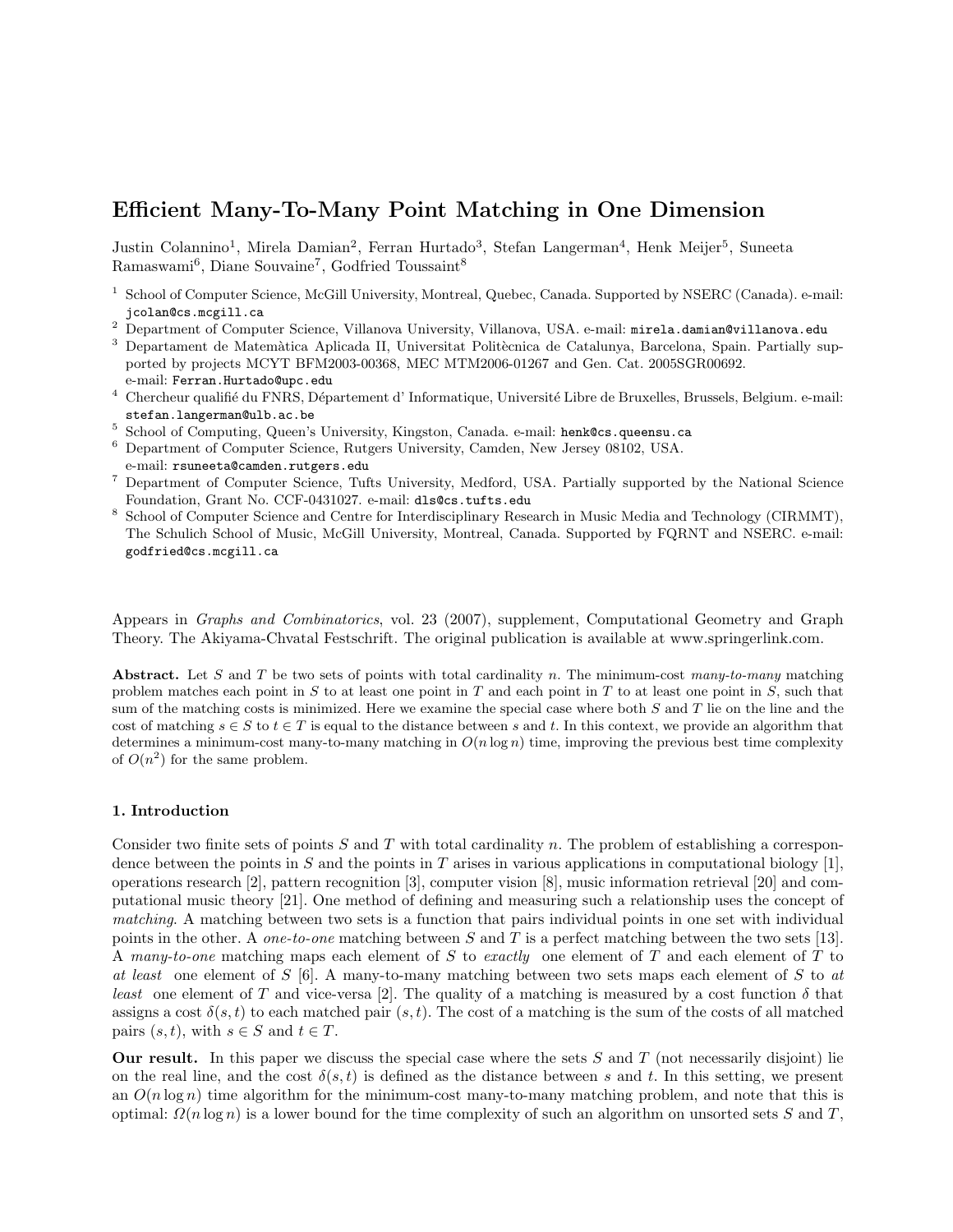# Efficient Many-To-Many Point Matching in One Dimension

Justin Colannino[1], Mirela Damian[2], Ferran Hurtado[3], Stefan Langerman[4], Henk Meijer[5], Suneeta Ramaswami[6], Diane Souvaine[7], Godfried Toussaint[8]

[1] School of Computer Science, McGill University, Montreal, Quebec, Canada. Supported by NSERC (Canada). e-mail: jcolan@cs.mcgill.ca

[2] Department of Computer Science, Villanova University, Villanova, USA. e-mail: mirela.damian@villanova.edu

[3] Departament de Matemàtica Aplicada II, Universitat Politècnica de Catalunya, Barcelona, Spain. Partially supported by projects MCYT BFM2003-00368, MEC MTM2006-01267 and Gen. Cat. 2005SGR00692. e-mail: Ferran.Hurtado@upc.edu

[4] Chercheur qualifié du FNRS, Département d' Informatique, Université Libre de Bruxelles, Brussels, Belgium. e-mail: stefan.langerman@ulb.ac.be

[5] School of Computing, Queen's University, Kingston, Canada. e-mail: henk@cs.queensu.ca

[6] Department of Computer Science, Rutgers University, Camden, New Jersey 08102, USA. e-mail: rsuneeta@camden.rutgers.edu

[7] Department of Computer Science, Tufts University, Medford, USA. Partially supported by the National Science Foundation, Grant No. CCF-0431027. e-mail: dls@cs.tufts.edu

[8] School of Computer Science and Centre for Interdisciplinary Research in Music Media and Technology (CIRMMT), The Schulich School of Music, McGill University, Montreal, Canada. Supported by FQRNT and NSERC. e-mail: godfried@cs.mcgill.ca

Appears in *Graphs and Combinatorics*, vol. 23 (2007), supplement, Computational Geometry and Graph Theory. The Akiyama-Chvatal Festschrift. The original publication is available at www.springerlink.com.

**Abstract.** Let $S$ and $T$ be two sets of points with total cardinality $n$. The minimum-cost *many-to-many* matching problem matches each point in $S$ to at least one point in $T$ and each point in $T$ to at least one point in $S$, such that sum of the matching costs is minimized. Here we examine the special case where both $S$ and $T$ lie on the line and the cost of matching $s \in S$ to $t \in T$ is equal to the distance between $s$ and $t$. In this context, we provide an algorithm that determines a minimum-cost many-to-many matching in $O(n \log n)$ time, improving the previous best time complexity of $O(n^2)$ for the same problem.

## 1. Introduction

Consider two finite sets of points $S$ and $T$ with total cardinality $n$. The problem of establishing a correspondence between the points in $S$ and the points in $T$ arises in various applications in computational biology [1], operations research [2], pattern recognition [3], computer vision [8], music information retrieval [20] and computational music theory [21]. One method of defining and measuring such a relationship uses the concept of *matching*. A matching between two sets is a function that pairs individual points in one set with individual points in the other. A *one-to-one* matching between $S$ and $T$ is a perfect matching between the two sets [13]. A *many-to-one* matching maps each element of $S$ to *exactly* one element of $T$ and each element of $T$ to *at least* one element of $S$ [6]. A many-to-many matching between two sets maps each element of $S$ to *at least* one element of $T$ and vice-versa [2]. The quality of a matching is measured by a cost function $\delta$ that assigns a cost $\delta(s, t)$ to each matched pair $(s, t)$. The cost of a matching is the sum of the costs of all matched pairs $(s, t)$, with $s \in S$ and $t \in T$.

**Our result.** In this paper we discuss the special case where the sets $S$ and $T$ (not necessarily disjoint) lie on the real line, and the cost $\delta(s, t)$ is defined as the distance between $s$ and $t$. In this setting, we present an $O(n \log n)$ time algorithm for the minimum-cost many-to-many matching problem, and note that this is optimal: $\Omega(n \log n)$ is a lower bound for the time complexity of such an algorithm on unsorted sets $S$ and $T$,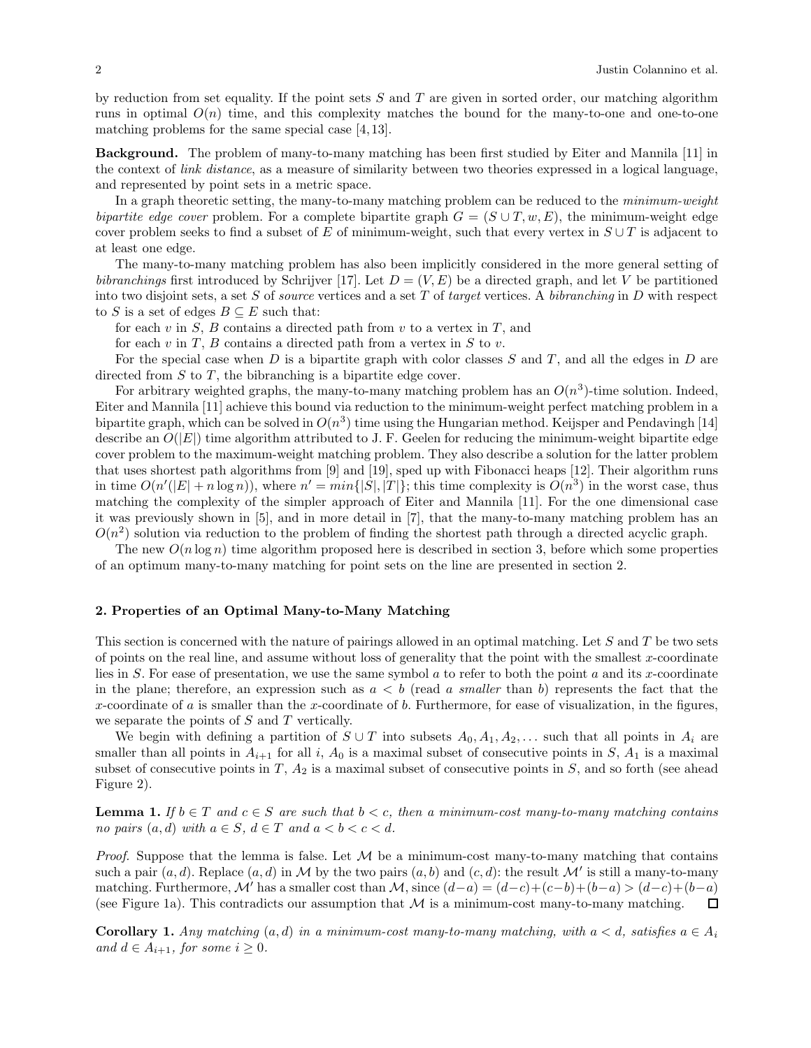by reduction from set equality. If the point sets $S$ and $T$ are given in sorted order, our matching algorithm runs in optimal $O(n)$ time, and this complexity matches the bound for the many-to-one and one-to-one matching problems for the same special case [4,13].

**Background.** The problem of many-to-many matching has been first studied by Eiter and Mannila [11] in the context of *link distance*, as a measure of similarity between two theories expressed in a logical language, and represented by point sets in a metric space.

In a graph theoretic setting, the many-to-many matching problem can be reduced to the *minimum-weight bipartite edge cover* problem. For a complete bipartite graph $G = (S \cup T, w, E)$, the minimum-weight edge cover problem seeks to find a subset of $E$ of minimum-weight, such that every vertex in $S \cup T$ is adjacent to at least one edge.

The many-to-many matching problem has also been implicitly considered in the more general setting of *bibranchings* first introduced by Schrijver [17]. Let $D = (V, E)$ be a directed graph, and let $V$ be partitioned into two disjoint sets, a set $S$ of *source* vertices and a set $T$ of *target* vertices. A *bibranching* in $D$ with respect to $S$ is a set of edges $B \subseteq E$ such that:

for each $v$ in $S$, $B$ contains a directed path from $v$ to a vertex in $T$, and

for each $v$ in $T$, $B$ contains a directed path from a vertex in $S$ to $v$.

For the special case when $D$ is a bipartite graph with color classes $S$ and $T$, and all the edges in $D$ are directed from $S$ to $T$, the bibranching is a bipartite edge cover.

For arbitrary weighted graphs, the many-to-many matching problem has an $O(n^3)$-time solution. Indeed, Eiter and Mannila [11] achieve this bound via reduction to the minimum-weight perfect matching problem in a bipartite graph, which can be solved in $O(n^3)$ time using the Hungarian method. Keijsper and Pendavingh [14] describe an $O(|E|)$ time algorithm attributed to J. F. Geelen for reducing the minimum-weight bipartite edge cover problem to the maximum-weight matching problem. They also describe a solution for the latter problem that uses shortest path algorithms from [9] and [19], sped up with Fibonacci heaps [12]. Their algorithm runs in time $O(n'(|E| + n \log n))$, where $n' = min\{|S|, |T|\}$; this time complexity is $O(n^3)$ in the worst case, thus matching the complexity of the simpler approach of Eiter and Mannila [11]. For the one dimensional case it was previously shown in [5], and in more detail in [7], that the many-to-many matching problem has an $O(n^2)$ solution via reduction to the problem of finding the shortest path through a directed acyclic graph.

The new $O(n \log n)$ time algorithm proposed here is described in section 3, before which some properties of an optimum many-to-many matching for point sets on the line are presented in section 2.

## 2. Properties of an Optimal Many-to-Many Matching

This section is concerned with the nature of pairings allowed in an optimal matching. Let $S$ and $T$ be two sets of points on the real line, and assume without loss of generality that the point with the smallest $x$-coordinate lies in $S$. For ease of presentation, we use the same symbol $a$ to refer to both the point $a$ and its $x$-coordinate in the plane; therefore, an expression such as $a < b$ (read *a smaller* than $b$) represents the fact that the $x$-coordinate of $a$ is smaller than the $x$-coordinate of $b$. Furthermore, for ease of visualization, in the figures, we separate the points of $S$ and $T$ vertically.

We begin with defining a partition of $S \cup T$ into subsets $A_0, A_1, A_2, \ldots$ such that all points in $A_i$ are smaller than all points in $A_{i+1}$ for all $i$, $A_0$ is a maximal subset of consecutive points in $S$, $A_1$ is a maximal subset of consecutive points in $T$, $A_2$ is a maximal subset of consecutive points in $S$, and so forth (see ahead Figure 2).

**Lemma 1.** *If $b \in T$ and $c \in S$ are such that $b < c$, then a minimum-cost many-to-many matching contains no pairs $(a, d)$ with $a \in S$, $d \in T$ and $a < b < c < d$.*

*Proof.* Suppose that the lemma is false. Let $\mathcal{M}$ be a minimum-cost many-to-many matching that contains such a pair $(a, d)$. Replace $(a, d)$ in $\mathcal{M}$ by the two pairs $(a, b)$ and $(c, d)$: the result $\mathcal{M}'$ is still a many-to-many matching. Furthermore, $\mathcal{M}'$ has a smaller cost than $\mathcal{M}$, since $(d-a) = (d-c)+(c-b)+(b-a) > (d-c)+(b-a)$ (see Figure 1a). This contradicts our assumption that $\mathcal{M}$ is a minimum-cost many-to-many matching. □

**Corollary 1.** *Any matching $(a, d)$ in a minimum-cost many-to-many matching, with $a < d$, satisfies $a \in A_i$ and $d \in A_{i+1}$, for some $i \geq 0$.*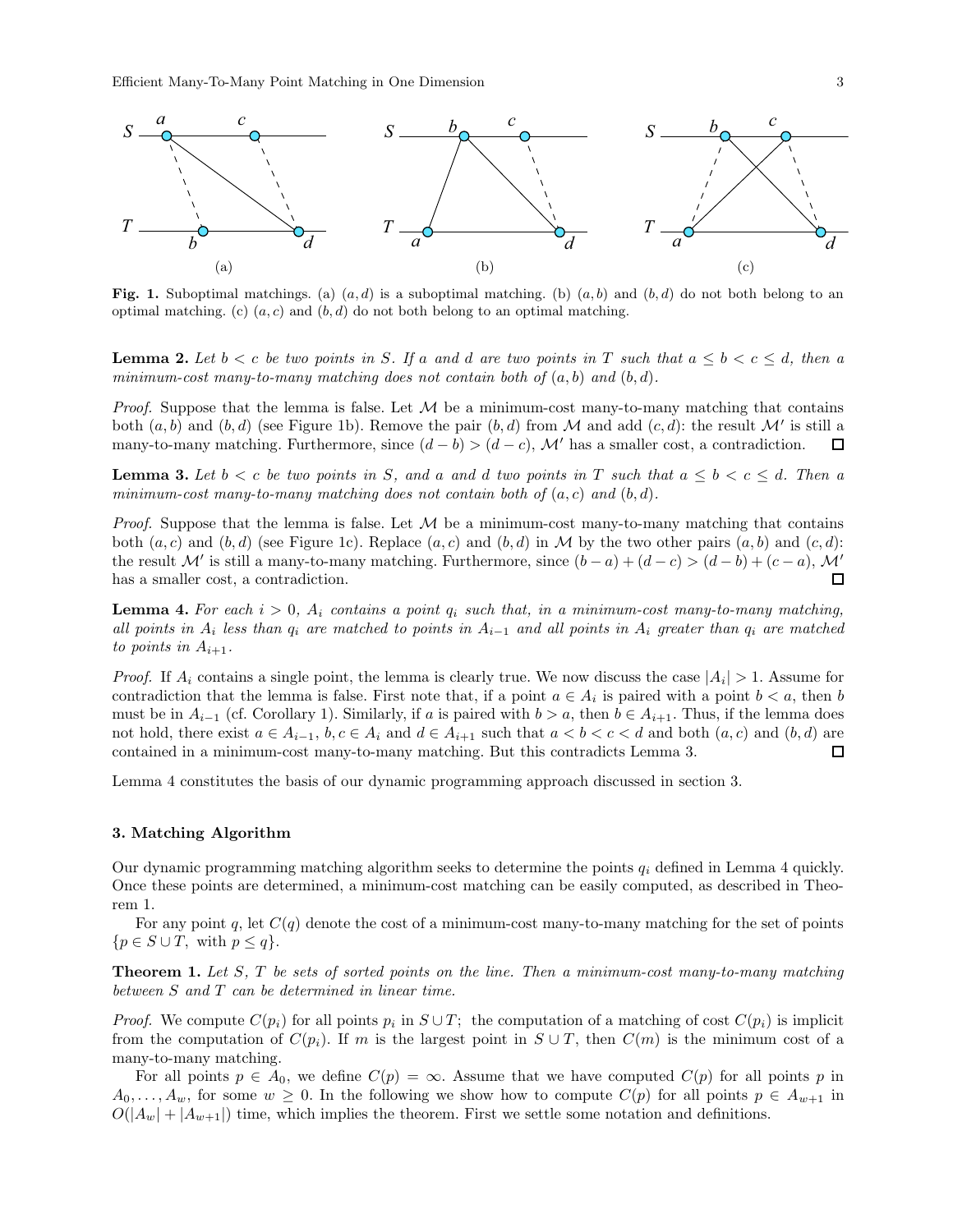S
T
a
b
c
d
(a)

S
T
a
b
c
d
(b)

S
T
a
b
c
d
(c)

**Fig. 1.** Suboptimal matchings. (a) $(a, d)$ is a suboptimal matching. (b) $(a, b)$ and $(b, d)$ do not both belong to an optimal matching. (c) $(a, c)$ and $(b, d)$ do not both belong to an optimal matching.

**Lemma 2.** *Let $b < c$ be two points in $S$. If $a$ and $d$ are two points in $T$ such that $a \leq b < c \leq d$, then a minimum-cost many-to-many matching does not contain both of $(a, b)$ and $(b, d)$.*

*Proof.* Suppose that the lemma is false. Let $\mathcal{M}$ be a minimum-cost many-to-many matching that contains both $(a, b)$ and $(b, d)$ (see Figure 1b). Remove the pair $(b, d)$ from $\mathcal{M}$ and add $(c, d)$: the result $\mathcal{M}'$ is still a many-to-many matching. Furthermore, since $(d - b) > (d - c)$, $\mathcal{M}'$ has a smaller cost, a contradiction. □

**Lemma 3.** *Let $b < c$ be two points in $S$, and $a$ and $d$ two points in $T$ such that $a \leq b < c \leq d$. Then a minimum-cost many-to-many matching does not contain both of $(a, c)$ and $(b, d)$.*

*Proof.* Suppose that the lemma is false. Let $\mathcal{M}$ be a minimum-cost many-to-many matching that contains both $(a, c)$ and $(b, d)$ (see Figure 1c). Replace $(a, c)$ and $(b, d)$ in $\mathcal{M}$ by the two other pairs $(a, b)$ and $(c, d)$: the result $\mathcal{M}'$ is still a many-to-many matching. Furthermore, since $(b - a) + (d - c) > (d - b) + (c - a)$, $\mathcal{M}'$ has a smaller cost, a contradiction. □

**Lemma 4.** *For each $i > 0$, $A_i$ contains a point $q_i$ such that, in a minimum-cost many-to-many matching, all points in $A_i$ less than $q_i$ are matched to points in $A_{i-1}$ and all points in $A_i$ greater than $q_i$ are matched to points in $A_{i+1}$.*

*Proof.* If $A_i$ contains a single point, the lemma is clearly true. We now discuss the case $|A_i| > 1$. Assume for contradiction that the lemma is false. First note that, if a point $a \in A_i$ is paired with a point $b < a$, then $b$ must be in $A_{i-1}$ (cf. Corollary 1). Similarly, if $a$ is paired with $b > a$, then $b \in A_{i+1}$. Thus, if the lemma does not hold, there exist $a \in A_{i-1}$, $b, c \in A_i$ and $d \in A_{i+1}$ such that $a < b < c < d$ and both $(a, c)$ and $(b, d)$ are contained in a minimum-cost many-to-many matching. But this contradicts Lemma 3. □

Lemma 4 constitutes the basis of our dynamic programming approach discussed in section 3.

## 3. Matching Algorithm

Our dynamic programming matching algorithm seeks to determine the points $q_i$ defined in Lemma 4 quickly. Once these points are determined, a minimum-cost matching can be easily computed, as described in Theorem 1.

For any point $q$, let $C(q)$ denote the cost of a minimum-cost many-to-many matching for the set of points $\{p \in S \cup T, \text{ with } p \leq q\}$.

**Theorem 1.** *Let $S$, $T$ be sets of sorted points on the line. Then a minimum-cost many-to-many matching between $S$ and $T$ can be determined in linear time.*

*Proof.* We compute $C(p_i)$ for all points $p_i$ in $S \cup T$; the computation of a matching of cost $C(p_i)$ is implicit from the computation of $C(p_i)$. If $m$ is the largest point in $S \cup T$, then $C(m)$ is the minimum cost of a many-to-many matching.

For all points $p \in A_0$, we define $C(p) = \infty$. Assume that we have computed $C(p)$ for all points $p$ in $A_0, \ldots, A_w$, for some $w \geq 0$. In the following we show how to compute $C(p)$ for all points $p \in A_{w+1}$ in $O(|A_w| + |A_{w+1}|)$ time, which implies the theorem. First we settle some notation and definitions.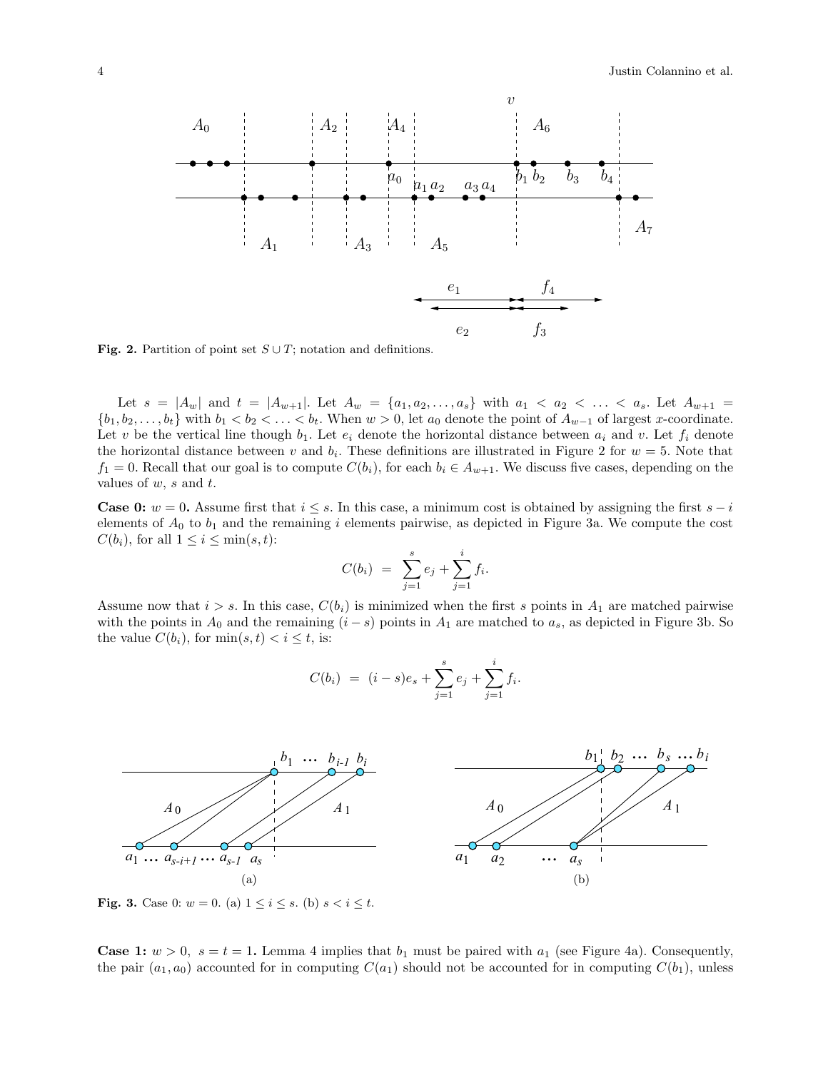Fig. 2. Partition of point set $S \cup T$; notation and definitions.

Let $s = |A_w|$ and $t = |A_{w+1}|$. Let $A_w = \{a_1, a_2, \ldots, a_s\}$ with $a_1 < a_2 < \ldots < a_s$. Let $A_{w+1} = \{b_1, b_2, \ldots, b_t\}$ with $b_1 < b_2 < \ldots < b_t$. When $w > 0$, let $a_0$ denote the point of $A_{w-1}$ of largest $x$-coordinate. Let $v$ be the vertical line though $b_1$. Let $e_i$ denote the horizontal distance between $a_i$ and $v$. Let $f_i$ denote the horizontal distance between $v$ and $b_i$. These definitions are illustrated in Figure 2 for $w = 5$. Note that $f_1 = 0$. Recall that our goal is to compute $C(b_i)$, for each $b_i \in A_{w+1}$. We discuss five cases, depending on the values of $w$, $s$ and $t$.

**Case 0:** $w = 0$**.** Assume first that $i \leq s$. In this case, a minimum cost is obtained by assigning the first $s - i$ elements of $A_0$ to $b_1$ and the remaining $i$ elements pairwise, as depicted in Figure 3a. We compute the cost $C(b_i)$, for all $1 \leq i \leq \min(s, t)$:

$$C(b_i) \;=\; \sum_{j=1}^{s} e_j + \sum_{j=1}^{i} f_i.$$

Assume now that $i > s$. In this case, $C(b_i)$ is minimized when the first $s$ points in $A_1$ are matched pairwise with the points in $A_0$ and the remaining $(i - s)$ points in $A_1$ are matched to $a_s$, as depicted in Figure 3b. So the value $C(b_i)$, for $\min(s, t) < i \leq t$, is:

$$C(b_i) \;=\; (i - s)e_s + \sum_{j=1}^{s} e_j + \sum_{j=1}^{i} f_i.$$

Fig. 3. Case 0: $w = 0$. (a) $1 \leq i \leq s$. (b) $s < i \leq t$.

**Case 1:** $w > 0,\; s = t = 1$**.** Lemma 4 implies that $b_1$ must be paired with $a_1$ (see Figure 4a). Consequently, the pair $(a_1, a_0)$ accounted for in computing $C(a_1)$ should not be accounted for in computing $C(b_1)$, unless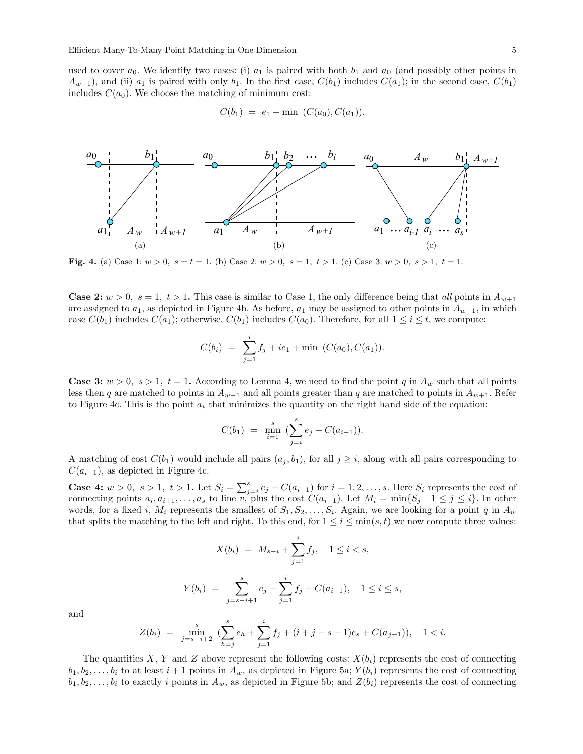used to cover $a_0$. We identify two cases: (i) $a_1$ is paired with both $b_1$ and $a_0$ (and possibly other points in $A_{w-1}$), and (ii) $a_1$ is paired with only $b_1$. In the first case, $C(b_1)$ includes $C(a_1)$; in the second case, $C(b_1)$ includes $C(a_0)$. We choose the matching of minimum cost:

$$C(b_1) \;=\; e_1 + \min\;(C(a_0), C(a_1)).$$

$a_0$ $b_1$ $a_1$ $A_w$ $A_{w+1}$
(a)

$a_0$ $b_1$ $b_2$ ... $b_i$ $a_1$ $A_w$ $A_{w+1}$
(b)

$a_0$ $A_w$ $b_1$ $A_{w+1}$ $a_1$ ... $a_{i-1}$ $a_i$ ... $a_s$
(c)

**Fig. 4.** (a) Case 1: $w > 0,\; s = t = 1$. (b) Case 2: $w > 0,\; s = 1,\; t > 1$. (c) Case 3: $w > 0,\; s > 1,\; t = 1$.

**Case 2:** $w > 0,\; s = 1,\; t > 1$**.** This case is similar to Case 1, the only difference being that *all* points in $A_{w+1}$ are assigned to $a_1$, as depicted in Figure 4b. As before, $a_1$ may be assigned to other points in $A_{w-1}$, in which case $C(b_1)$ includes $C(a_1)$; otherwise, $C(b_1)$ includes $C(a_0)$. Therefore, for all $1 \leq i \leq t$, we compute:

$$C(b_i) \;=\; \sum_{j=1}^{i} f_j + ie_1 + \min\;(C(a_0), C(a_1)).$$

**Case 3:** $w > 0,\; s > 1,\; t = 1$**.** According to Lemma 4, we need to find the point $q$ in $A_w$ such that all points less then $q$ are matched to points in $A_{w-1}$ and all points greater than $q$ are matched to points in $A_{w+1}$. Refer to Figure 4c. This is the point $a_i$ that minimizes the quantity on the right hand side of the equation:

$$C(b_1) \;=\; \min_{i=1}^{s}\;(\sum_{j=i}^{s} e_j + C(a_{i-1})).$$

A matching of cost $C(b_1)$ would include all pairs $(a_j, b_1)$, for all $j \geq i$, along with all pairs corresponding to $C(a_{i-1})$, as depicted in Figure 4c.

**Case 4:** $w > 0,\; s > 1,\; t > 1$**.** Let $S_i = \sum_{j=i}^{s} e_j + C(a_{i-1})$ for $i = 1, 2, \ldots, s$. Here $S_i$ represents the cost of connecting points $a_i, a_{i+1}, \ldots, a_s$ to line $v$, plus the cost $C(a_{i-1})$. Let $M_i = \min\{S_j \mid 1 \leq j \leq i\}$. In other words, for a fixed $i$, $M_i$ represents the smallest of $S_1, S_2, \ldots, S_i$. Again, we are looking for a point $q$ in $A_w$ that splits the matching to the left and right. To this end, for $1 \leq i \leq \min(s, t)$ we now compute three values:

$$X(b_i) \;=\; M_{s-i} + \sum_{j=1}^{i} f_j, \quad 1 \leq i < s,$$

$$Y(b_i) \;=\; \sum_{j=s-i+1}^{s} e_j + \sum_{j=1}^{i} f_j + C(a_{i-1}), \quad 1 \leq i \leq s,$$

and

$$Z(b_i) \;=\; \min_{j=s-i+2}^{s}\;(\sum_{h=j}^{s} e_h + \sum_{j=1}^{i} f_j + (i + j - s - 1)e_s + C(a_{j-1})), \quad 1 < i.$$

The quantities $X$, $Y$ and $Z$ above represent the following costs: $X(b_i)$ represents the cost of connecting $b_1, b_2, \ldots, b_i$ to at least $i+1$ points in $A_w$, as depicted in Figure 5a; $Y(b_i)$ represents the cost of connecting $b_1, b_2, \ldots, b_i$ to exactly $i$ points in $A_w$, as depicted in Figure 5b; and $Z(b_i)$ represents the cost of connecting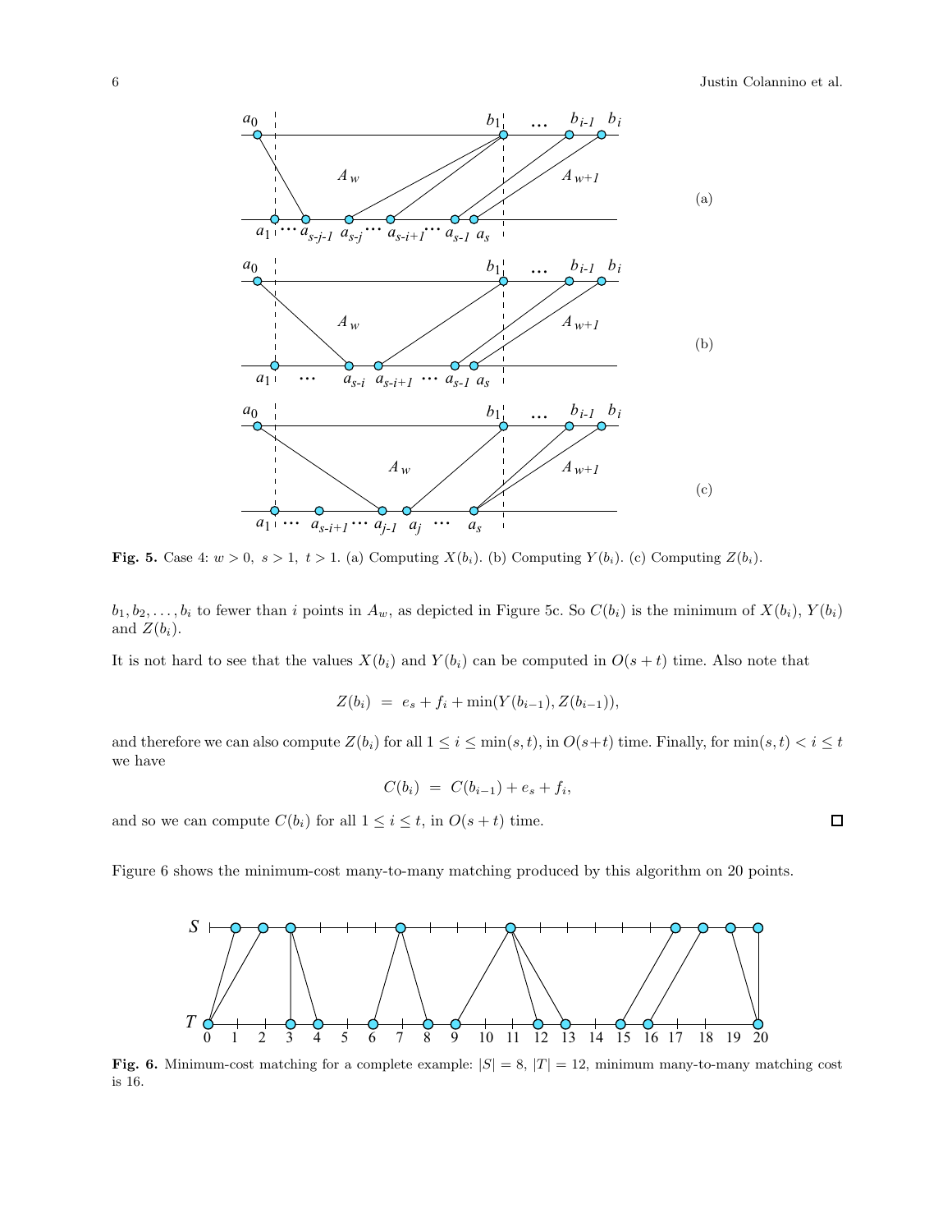a_0 b_1 ... b_{i-1} b_i

A_w

A_{w+1}

a_1 ... a_{s-j-1} a_{s-j} ... a_{s-i+1} ... a_{s-1} a_s

(a)

a_0 b_1 ... b_{i-1} b_i

A_w

A_{w+1}

a_1 ... a_{s-i} a_{s-i+1} ... a_{s-1} a_s

(b)

a_0 b_1 ... b_{i-1} b_i

A_w

A_{w+1}

a_1 ... a_{s-i+1} ... a_{j-1} a_j ... a_s

(c)

**Fig. 5.** Case 4: $w > 0,\ s > 1,\ t > 1$. (a) Computing $X(b_i)$. (b) Computing $Y(b_i)$. (c) Computing $Z(b_i)$.

$b_1, b_2, \ldots, b_i$ to fewer than $i$ points in $A_w$, as depicted in Figure 5c. So $C(b_i)$ is the minimum of $X(b_i)$, $Y(b_i)$ and $Z(b_i)$.

It is not hard to see that the values $X(b_i)$ and $Y(b_i)$ can be computed in $O(s + t)$ time. Also note that

$$Z(b_i) \;=\; e_s + f_i + \min(Y(b_{i-1}), Z(b_{i-1})),$$

and therefore we can also compute $Z(b_i)$ for all $1 \leq i \leq \min(s,t)$, in $O(s+t)$ time. Finally, for $\min(s,t) < i \leq t$ we have

$$C(b_i) \;=\; C(b_{i-1}) + e_s + f_i,$$

and so we can compute $C(b_i)$ for all $1 \leq i \leq t$, in $O(s + t)$ time. □

Figure 6 shows the minimum-cost many-to-many matching produced by this algorithm on 20 points.

S

T

0 1 2 3 4 5 6 7 8 9 10 11 12 13 14 15 16 17 18 19 20

**Fig. 6.** Minimum-cost matching for a complete example: $|S| = 8$, $|T| = 12$, minimum many-to-many matching cost is 16.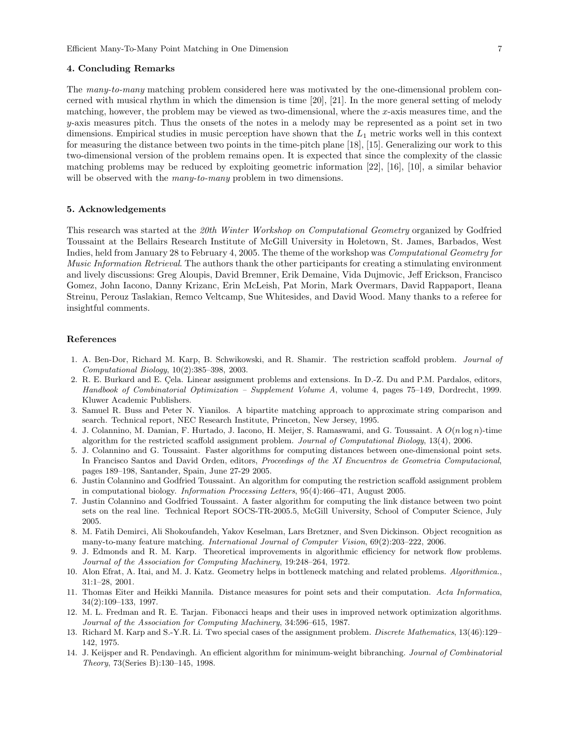## 4. Concluding Remarks

The *many-to-many* matching problem considered here was motivated by the one-dimensional problem concerned with musical rhythm in which the dimension is time [20], [21]. In the more general setting of melody matching, however, the problem may be viewed as two-dimensional, where the $x$-axis measures time, and the $y$-axis measures pitch. Thus the onsets of the notes in a melody may be represented as a point set in two dimensions. Empirical studies in music perception have shown that the $L_1$ metric works well in this context for measuring the distance between two points in the time-pitch plane [18], [15]. Generalizing our work to this two-dimensional version of the problem remains open. It is expected that since the complexity of the classic matching problems may be reduced by exploiting geometric information [22], [16], [10], a similar behavior will be observed with the *many-to-many* problem in two dimensions.

## 5. Acknowledgements

This research was started at the *20th Winter Workshop on Computational Geometry* organized by Godfried Toussaint at the Bellairs Research Institute of McGill University in Holetown, St. James, Barbados, West Indies, held from January 28 to February 4, 2005. The theme of the workshop was *Computational Geometry for Music Information Retrieval*. The authors thank the other participants for creating a stimulating environment and lively discussions: Greg Aloupis, David Bremner, Erik Demaine, Vida Dujmovic, Jeff Erickson, Francisco Gomez, John Iacono, Danny Krizanc, Erin McLeish, Pat Morin, Mark Overmars, David Rappaport, Ileana Streinu, Perouz Taslakian, Remco Veltcamp, Sue Whitesides, and David Wood. Many thanks to a referee for insightful comments.

## References

1. A. Ben-Dor, Richard M. Karp, B. Schwikowski, and R. Shamir. The restriction scaffold problem. *Journal of Computational Biology*, 10(2):385–398, 2003.
2. R. E. Burkard and E. Çela. Linear assignment problems and extensions. In D.-Z. Du and P.M. Pardalos, editors, *Handbook of Combinatorial Optimization – Supplement Volume A*, volume 4, pages 75–149, Dordrecht, 1999. Kluwer Academic Publishers.
3. Samuel R. Buss and Peter N. Yianilos. A bipartite matching approach to approximate string comparison and search. Technical report, NEC Research Institute, Princeton, New Jersey, 1995.
4. J. Colannino, M. Damian, F. Hurtado, J. Iacono, H. Meijer, S. Ramaswami, and G. Toussaint. A $O(n \log n)$-time algorithm for the restricted scaffold assignment problem. *Journal of Computational Biology*, 13(4), 2006.
5. J. Colannino and G. Toussaint. Faster algorithms for computing distances between one-dimensional point sets. In Francisco Santos and David Orden, editors, *Proceedings of the XI Encuentros de Geometria Computacional*, pages 189–198, Santander, Spain, June 27-29 2005.
6. Justin Colannino and Godfried Toussaint. An algorithm for computing the restriction scaffold assignment problem in computational biology. *Information Processing Letters*, 95(4):466–471, August 2005.
7. Justin Colannino and Godfried Toussaint. A faster algorithm for computing the link distance between two point sets on the real line. Technical Report SOCS-TR-2005.5, McGill University, School of Computer Science, July 2005.
8. M. Fatih Demirci, Ali Shokoufandeh, Yakov Keselman, Lars Bretzner, and Sven Dickinson. Object recognition as many-to-many feature matching. *International Journal of Computer Vision*, 69(2):203–222, 2006.
9. J. Edmonds and R. M. Karp. Theoretical improvements in algorithmic efficiency for network flow problems. *Journal of the Association for Computing Machinery*, 19:248–264, 1972.
10. Alon Efrat, A. Itai, and M. J. Katz. Geometry helps in bottleneck matching and related problems. *Algorithmica.*, 31:1–28, 2001.
11. Thomas Eiter and Heikki Mannila. Distance measures for point sets and their computation. *Acta Informatica*, 34(2):109–133, 1997.
12. M. L. Fredman and R. E. Tarjan. Fibonacci heaps and their uses in improved network optimization algorithms. *Journal of the Association for Computing Machinery*, 34:596–615, 1987.
13. Richard M. Karp and S.-Y.R. Li. Two special cases of the assignment problem. *Discrete Mathematics*, 13(46):129–142, 1975.
14. J. Keijsper and R. Pendavingh. An efficient algorithm for minimum-weight bibranching. *Journal of Combinatorial Theory*, 73(Series B):130–145, 1998.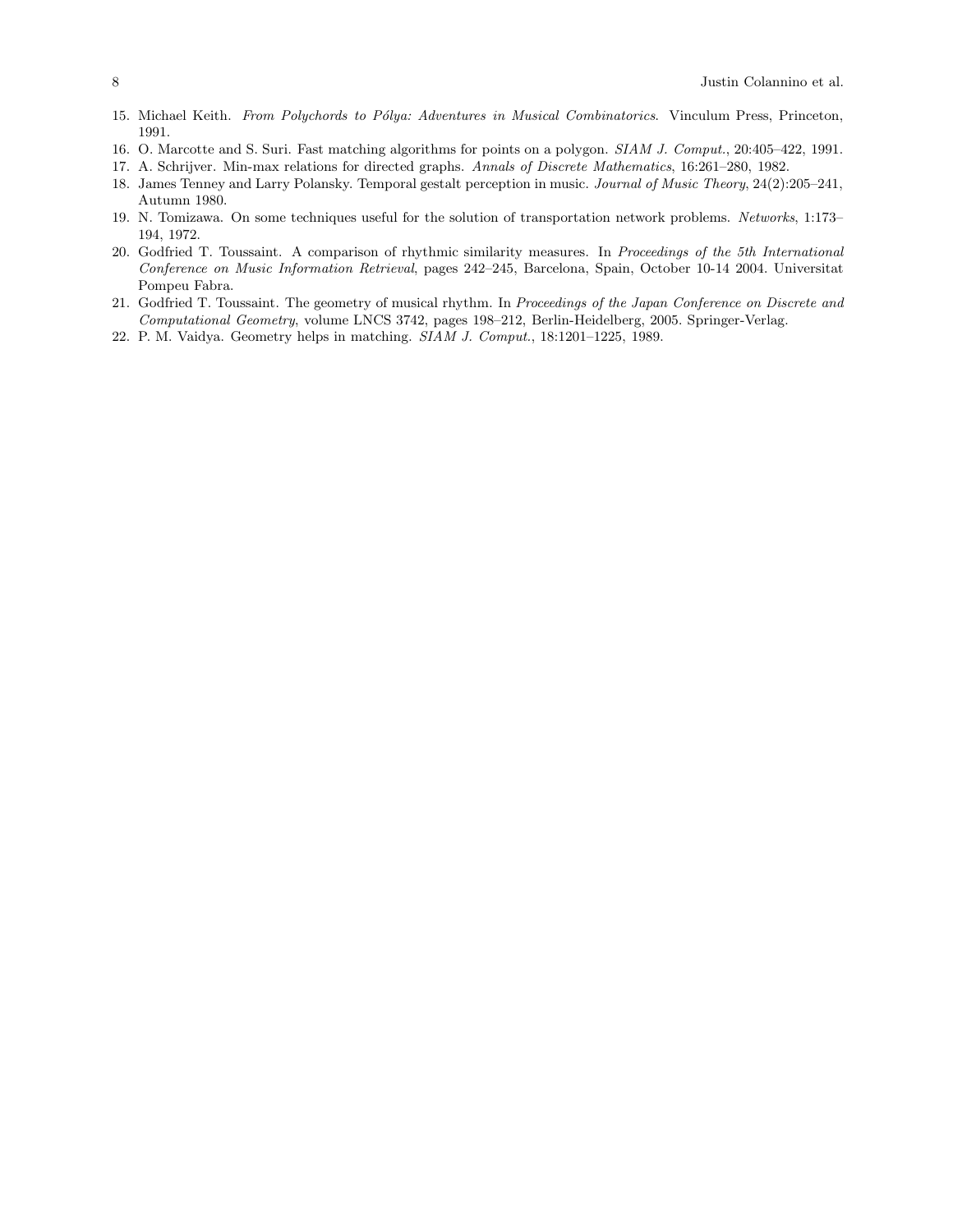15. Michael Keith. *From Polychords to Pólya: Adventures in Musical Combinatorics*. Vinculum Press, Princeton, 1991.
16. O. Marcotte and S. Suri. Fast matching algorithms for points on a polygon. *SIAM J. Comput.*, 20:405–422, 1991.
17. A. Schrijver. Min-max relations for directed graphs. *Annals of Discrete Mathematics*, 16:261–280, 1982.
18. James Tenney and Larry Polansky. Temporal gestalt perception in music. *Journal of Music Theory*, 24(2):205–241, Autumn 1980.
19. N. Tomizawa. On some techniques useful for the solution of transportation network problems. *Networks*, 1:173–194, 1972.
20. Godfried T. Toussaint. A comparison of rhythmic similarity measures. In *Proceedings of the 5th International Conference on Music Information Retrieval*, pages 242–245, Barcelona, Spain, October 10-14 2004. Universitat Pompeu Fabra.
21. Godfried T. Toussaint. The geometry of musical rhythm. In *Proceedings of the Japan Conference on Discrete and Computational Geometry*, volume LNCS 3742, pages 198–212, Berlin-Heidelberg, 2005. Springer-Verlag.
22. P. M. Vaidya. Geometry helps in matching. *SIAM J. Comput.*, 18:1201–1225, 1989.